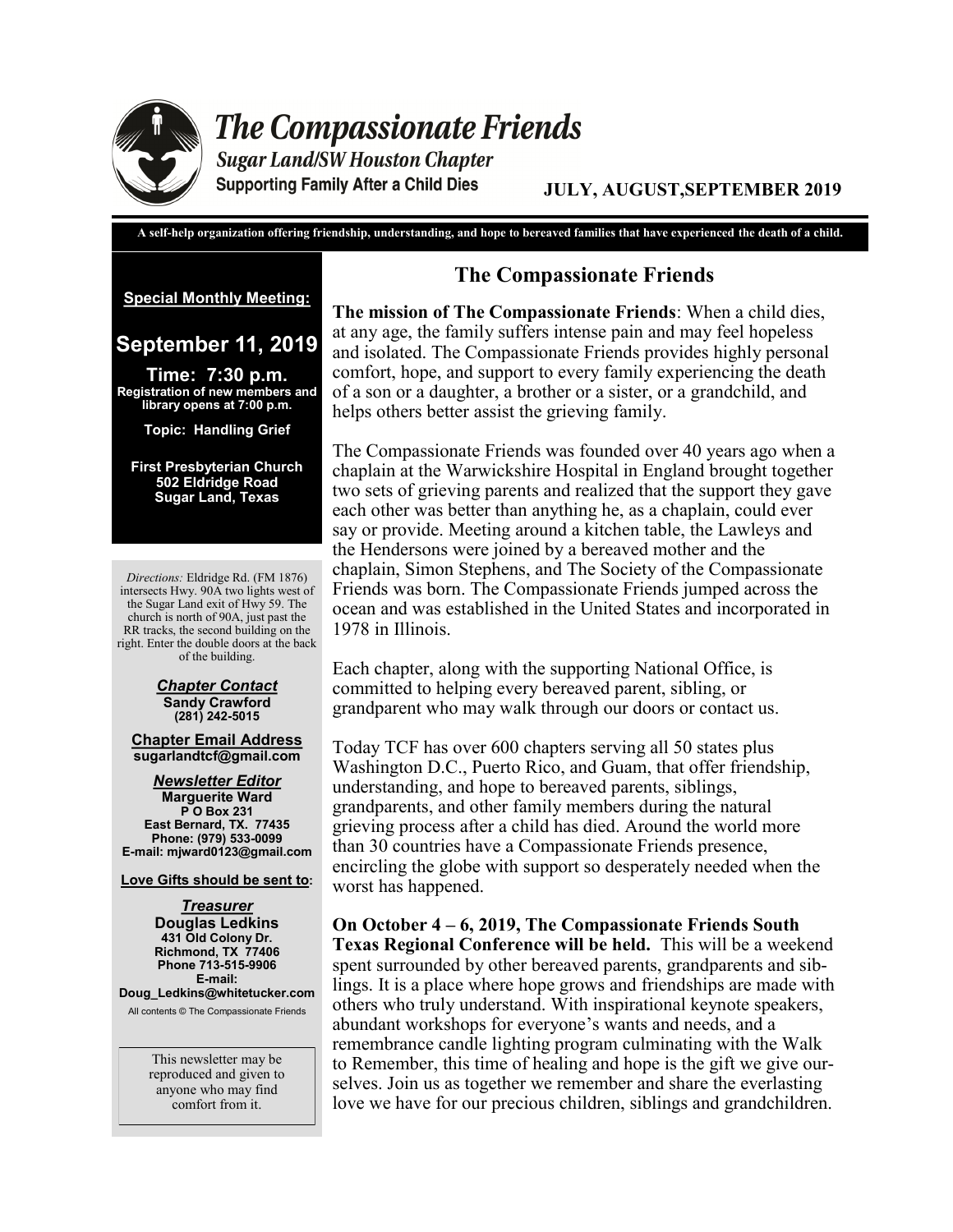# The Compassionate Friends

**Sugar Land/SW Houston Chapter**

**Supporting Family After a Child Dies**

**JULY, AUGUST,SEPTEMBER 2019**

**A self-help organization offering friendship, understanding, and hope to bereaved families that have experienced the death of a child.**

**Special Monthly Meeting:**

## September 11, 2019

**Time: 7:30 p.m.**

**Registration of new members and library opens at 7:00 p.m.**

**Topic: Handling Grief**

**First Presbyterian Church**
**502 Eldridge Road**
**Sugar Land, Texas**

*Directions:* Eldridge Rd. (FM 1876) intersects Hwy. 90A two lights west of the Sugar Land exit of Hwy 59. The church is north of 90A, just past the RR tracks, the second building on the right. Enter the double doors at the back of the building.

***Chapter Contact***
**Sandy Crawford**
**(281) 242-5015**

**Chapter Email Address**
**sugarlandtcf@gmail.com**

***Newsletter Editor***
**Marguerite Ward**
**P O Box 231**
**East Bernard, TX. 77435**
**Phone: (979) 533-0099**
**E-mail: mjward0123@gmail.com**

**Love Gifts should be sent to:**

***Treasurer***
**Douglas Ledkins**
**431 Old Colony Dr.**
**Richmond, TX 77406**
**Phone 713-515-9906**
**E-mail:**
**Doug_Ledkins@whitetucker.com**

All contents © The Compassionate Friends

This newsletter may be reproduced and given to anyone who may find comfort from it.

## The Compassionate Friends

**The mission of The Compassionate Friends**: When a child dies, at any age, the family suffers intense pain and may feel hopeless and isolated. The Compassionate Friends provides highly personal comfort, hope, and support to every family experiencing the death of a son or a daughter, a brother or a sister, or a grandchild, and helps others better assist the grieving family.

The Compassionate Friends was founded over 40 years ago when a chaplain at the Warwickshire Hospital in England brought together two sets of grieving parents and realized that the support they gave each other was better than anything he, as a chaplain, could ever say or provide. Meeting around a kitchen table, the Lawleys and the Hendersons were joined by a bereaved mother and the chaplain, Simon Stephens, and The Society of the Compassionate Friends was born. The Compassionate Friends jumped across the ocean and was established in the United States and incorporated in 1978 in Illinois.

Each chapter, along with the supporting National Office, is committed to helping every bereaved parent, sibling, or grandparent who may walk through our doors or contact us.

Today TCF has over 600 chapters serving all 50 states plus Washington D.C., Puerto Rico, and Guam, that offer friendship, understanding, and hope to bereaved parents, siblings, grandparents, and other family members during the natural grieving process after a child has died. Around the world more than 30 countries have a Compassionate Friends presence, encircling the globe with support so desperately needed when the worst has happened.

**On October 4 – 6, 2019, The Compassionate Friends South Texas Regional Conference will be held.** This will be a weekend spent surrounded by other bereaved parents, grandparents and siblings. It is a place where hope grows and friendships are made with others who truly understand. With inspirational keynote speakers, abundant workshops for everyone's wants and needs, and a remembrance candle lighting program culminating with the Walk to Remember, this time of healing and hope is the gift we give ourselves. Join us as together we remember and share the everlasting love we have for our precious children, siblings and grandchildren.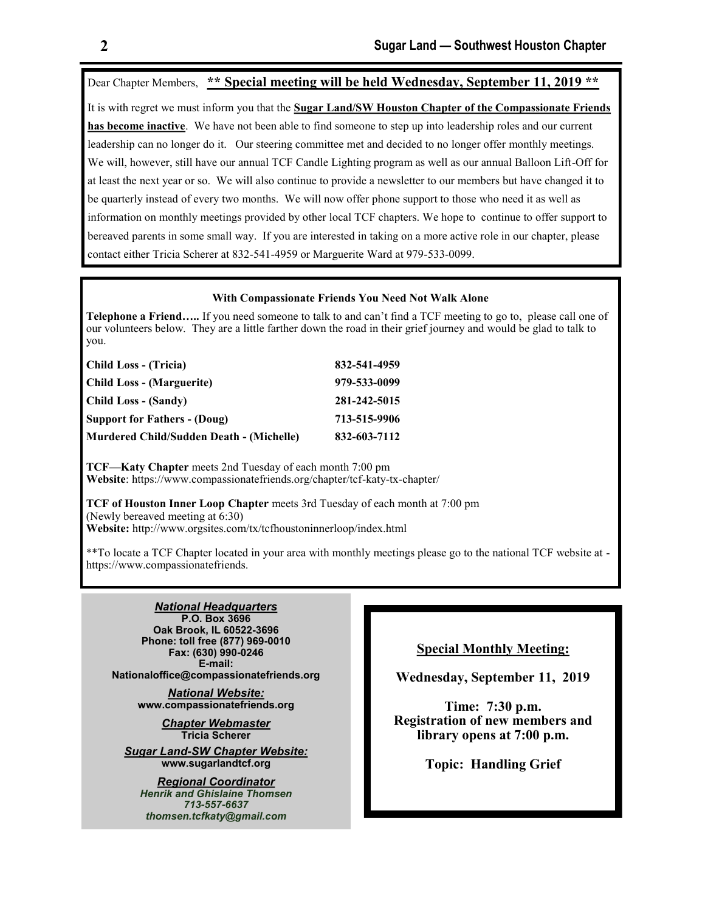Dear Chapter Members, **<u>** Special meeting will be held Wednesday, September 11, 2019 **</u>**

It is with regret we must inform you that the **<u>Sugar Land/SW Houston Chapter of the Compassionate Friends has become inactive</u>**. We have not been able to find someone to step up into leadership roles and our current leadership can no longer do it. Our steering committee met and decided to no longer offer monthly meetings. We will, however, still have our annual TCF Candle Lighting program as well as our annual Balloon Lift-Off for at least the next year or so. We will also continue to provide a newsletter to our members but have changed it to be quarterly instead of every two months. We will now offer phone support to those who need it as well as information on monthly meetings provided by other local TCF chapters. We hope to continue to offer support to bereaved parents in some small way. If you are interested in taking on a more active role in our chapter, please contact either Tricia Scherer at 832-541-4959 or Marguerite Ward at 979-533-0099.

**With Compassionate Friends You Need Not Walk Alone**

**Telephone a Friend…..** If you need someone to talk to and can't find a TCF meeting to go to, please call one of our volunteers below. They are a little farther down the road in their grief journey and would be glad to talk to you.

| | |
|---|---|
| **Child Loss - (Tricia)** | **832-541-4959** |
| **Child Loss - (Marguerite)** | **979-533-0099** |
| **Child Loss - (Sandy)** | **281-242-5015** |
| **Support for Fathers - (Doug)** | **713-515-9906** |
| **Murdered Child/Sudden Death - (Michelle)** | **832-603-7112** |

**TCF—Katy Chapter** meets 2nd Tuesday of each month 7:00 pm
**Website**: https://www.compassionatefriends.org/chapter/tcf-katy-tx-chapter/

**TCF of Houston Inner Loop Chapter** meets 3rd Tuesday of each month at 7:00 pm
(Newly bereaved meeting at 6:30)
**Website:** http://www.orgsites.com/tx/tcfhoustoninnerloop/index.html

**To locate a TCF Chapter located in your area with monthly meetings please go to the national TCF website at - https://www.compassionatefriends.

***<u>National Headquarters</u>***
**P.O. Box 3696**
**Oak Brook, IL 60522-3696**
**Phone: toll free (877) 969-0010**
**Fax: (630) 990-0246**
**E-mail:**
**Nationaloffice@compassionatefriends.org**

***<u>National Website:</u>***
**www.compassionatefriends.org**

***<u>Chapter Webmaster</u>***
**Tricia Scherer**

***<u>Sugar Land-SW Chapter Website:</u>***
**www.sugarlandtcf.org**

***<u>Regional Coordinator</u>***
***Henrik and Ghislaine Thomsen***
***713-557-6637***
***thomsen.tcfkaty@gmail.com***

**<u>Special Monthly Meeting:</u>**

**Wednesday, September 11, 2019**

**Time: 7:30 p.m.**
**Registration of new members and library opens at 7:00 p.m.**

**Topic: Handling Grief**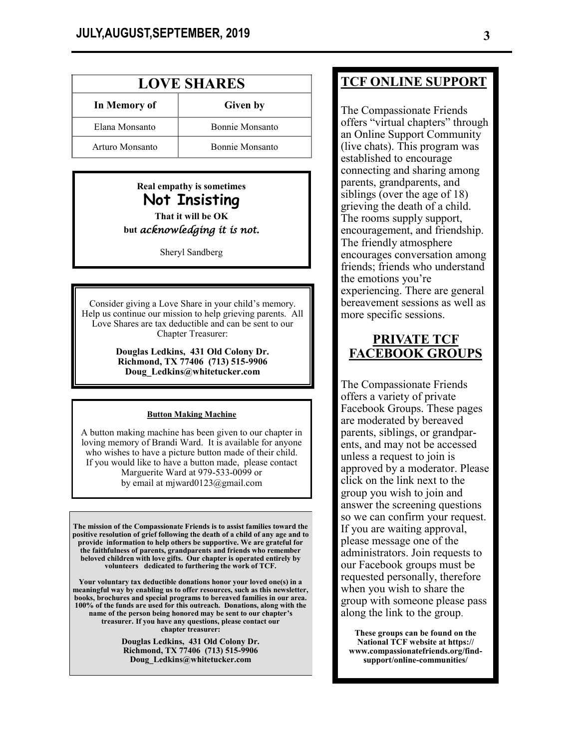## LOVE SHARES

| In Memory of | Given by |
|---|---|
| Elana Monsanto | Bonnie Monsanto |
| Arturo Monsanto | Bonnie Monsanto |

**Real empathy is sometimes**

**Not Insisting**

**That it will be OK**

**but *acknowledging it is not.***

Sheryl Sandberg

Consider giving a Love Share in your child's memory. Help us continue our mission to help grieving parents. All Love Shares are tax deductible and can be sent to our Chapter Treasurer:

**Douglas Ledkins, 431 Old Colony Dr.**
**Richmond, TX 77406 (713) 515-9906**
**Doug_Ledkins@whitetucker.com**

**Button Making Machine**

A button making machine has been given to our chapter in loving memory of Brandi Ward. It is available for anyone who wishes to have a picture button made of their child. If you would like to have a button made, please contact Marguerite Ward at 979-533-0099 or by email at mjward0123@gmail.com

**The mission of the Compassionate Friends is to assist families toward the positive resolution of grief following the death of a child of any age and to provide information to help others be supportive. We are grateful for the faithfulness of parents, grandparents and friends who remember beloved children with love gifts. Our chapter is operated entirely by volunteers dedicated to furthering the work of TCF.**

**Your voluntary tax deductible donations honor your loved one(s) in a meaningful way by enabling us to offer resources, such as this newsletter, books, brochures and special programs to bereaved families in our area. 100% of the funds are used for this outreach. Donations, along with the name of the person being honored may be sent to our chapter's treasurer. If you have any questions, please contact our chapter treasurer:**

**Douglas Ledkins, 431 Old Colony Dr.**
**Richmond, TX 77406 (713) 515-9906**
**Doug_Ledkins@whitetucker.com**

## TCF ONLINE SUPPORT

The Compassionate Friends offers "virtual chapters" through an Online Support Community (live chats). This program was established to encourage connecting and sharing among parents, grandparents, and siblings (over the age of 18) grieving the death of a child. The rooms supply support, encouragement, and friendship. The friendly atmosphere encourages conversation among friends; friends who understand the emotions you're experiencing. There are general bereavement sessions as well as more specific sessions.

## PRIVATE TCF FACEBOOK GROUPS

The Compassionate Friends offers a variety of private Facebook Groups. These pages are moderated by bereaved parents, siblings, or grandparents, and may not be accessed unless a request to join is approved by a moderator. Please click on the link next to the group you wish to join and answer the screening questions so we can confirm your request. If you are waiting approval, please message one of the administrators. Join requests to our Facebook groups must be requested personally, therefore when you wish to share the group with someone please pass along the link to the group.

**These groups can be found on the National TCF website at https://www.compassionatefriends.org/find-support/online-communities/**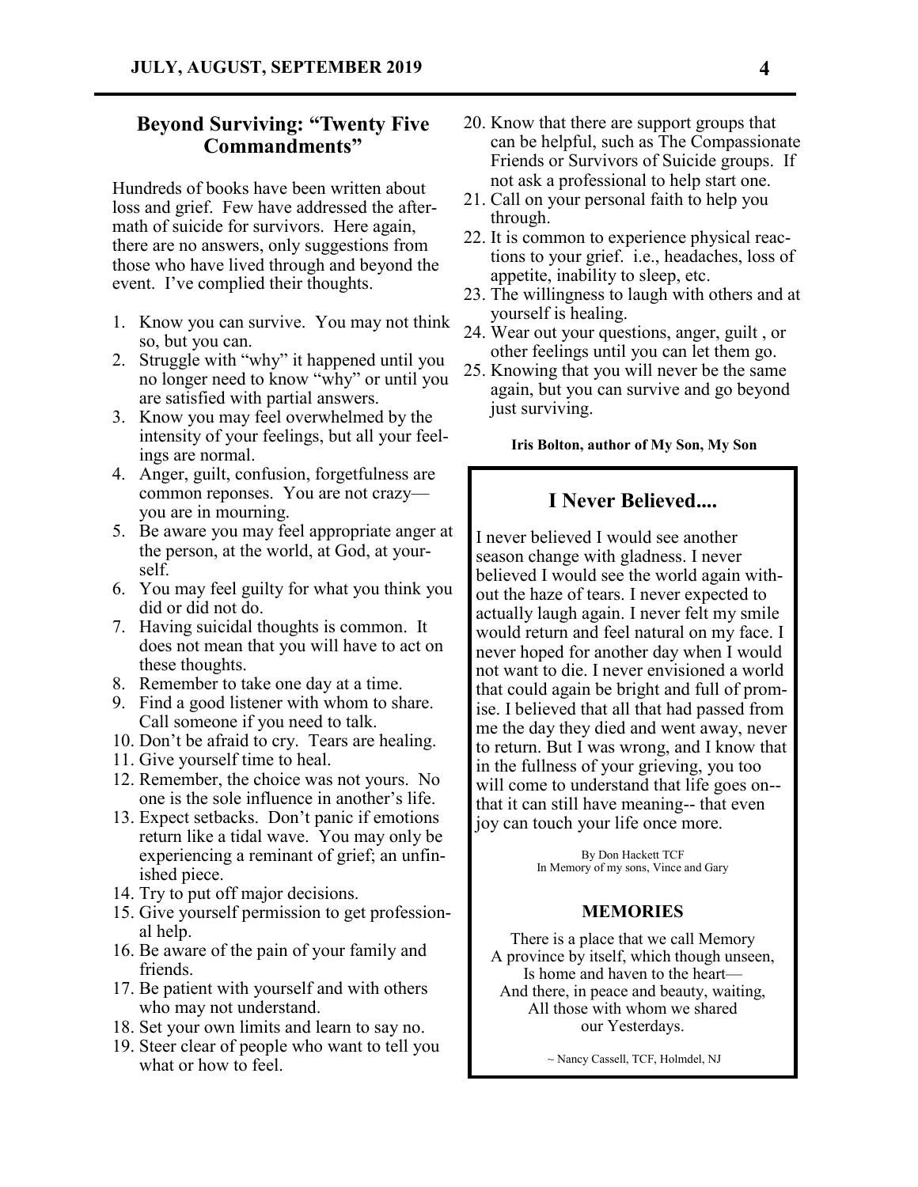## Beyond Surviving: "Twenty Five Commandments"

Hundreds of books have been written about loss and grief. Few have addressed the aftermath of suicide for survivors. Here again, there are no answers, only suggestions from those who have lived through and beyond the event. I've complied their thoughts.

1. Know you can survive. You may not think so, but you can.
2. Struggle with "why" it happened until you no longer need to know "why" or until you are satisfied with partial answers.
3. Know you may feel overwhelmed by the intensity of your feelings, but all your feelings are normal.
4. Anger, guilt, confusion, forgetfulness are common reponses. You are not crazy— you are in mourning.
5. Be aware you may feel appropriate anger at the person, at the world, at God, at yourself.
6. You may feel guilty for what you think you did or did not do.
7. Having suicidal thoughts is common. It does not mean that you will have to act on these thoughts.
8. Remember to take one day at a time.
9. Find a good listener with whom to share. Call someone if you need to talk.
10. Don't be afraid to cry. Tears are healing.
11. Give yourself time to heal.
12. Remember, the choice was not yours. No one is the sole influence in another's life.
13. Expect setbacks. Don't panic if emotions return like a tidal wave. You may only be experiencing a reminant of grief; an unfinished piece.
14. Try to put off major decisions.
15. Give yourself permission to get professional help.
16. Be aware of the pain of your family and friends.
17. Be patient with yourself and with others who may not understand.
18. Set your own limits and learn to say no.
19. Steer clear of people who want to tell you what or how to feel.
20. Know that there are support groups that can be helpful, such as The Compassionate Friends or Survivors of Suicide groups. If not ask a professional to help start one.
21. Call on your personal faith to help you through.
22. It is common to experience physical reactions to your grief. i.e., headaches, loss of appetite, inability to sleep, etc.
23. The willingness to laugh with others and at yourself is healing.
24. Wear out your questions, anger, guilt , or other feelings until you can let them go.
25. Knowing that you will never be the same again, but you can survive and go beyond just surviving.

**Iris Bolton, author of My Son, My Son**

## I Never Believed....

I never believed I would see another season change with gladness. I never believed I would see the world again without the haze of tears. I never expected to actually laugh again. I never felt my smile would return and feel natural on my face. I never hoped for another day when I would not want to die. I never envisioned a world that could again be bright and full of promise. I believed that all that had passed from me the day they died and went away, never to return. But I was wrong, and I know that in the fullness of your grieving, you too will come to understand that life goes on--that it can still have meaning-- that even joy can touch your life once more.

By Don Hackett TCF
In Memory of my sons, Vince and Gary

### MEMORIES

There is a place that we call Memory
A province by itself, which though unseen,
Is home and haven to the heart—
And there, in peace and beauty, waiting,
All those with whom we shared
our Yesterdays.

~ Nancy Cassell, TCF, Holmdel, NJ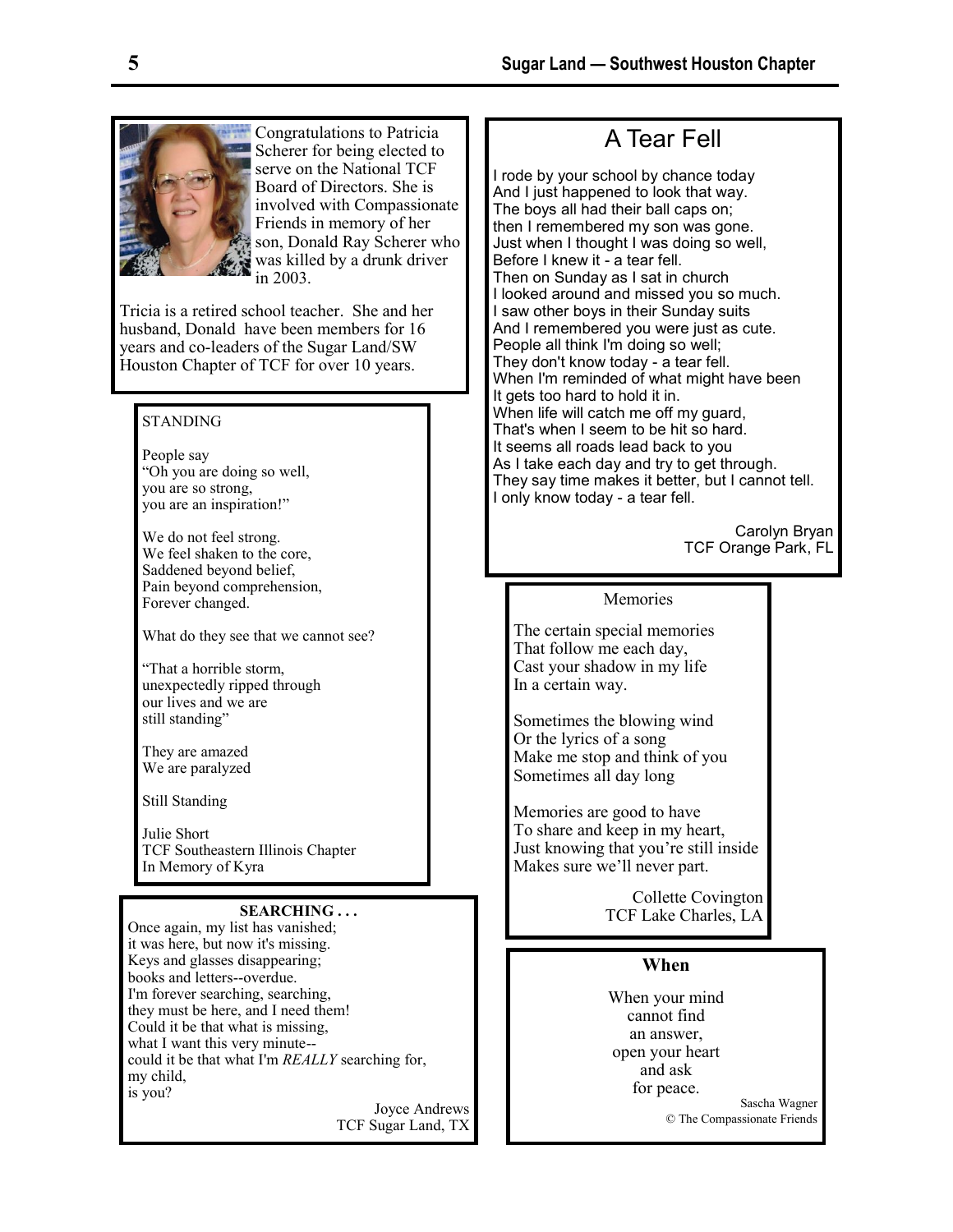Congratulations to Patricia Scherer for being elected to serve on the National TCF Board of Directors. She is involved with Compassionate Friends in memory of her son, Donald Ray Scherer who was killed by a drunk driver in 2003.

Tricia is a retired school teacher. She and her husband, Donald have been members for 16 years and co-leaders of the Sugar Land/SW Houston Chapter of TCF for over 10 years.

## STANDING

People say
"Oh you are doing so well,
you are so strong,
you are an inspiration!"

We do not feel strong.
We feel shaken to the core,
Saddened beyond belief,
Pain beyond comprehension,
Forever changed.

What do they see that we cannot see?

"That a horrible storm,
unexpectedly ripped through
our lives and we are
still standing"

They are amazed
We are paralyzed

Still Standing

Julie Short
TCF Southeastern Illinois Chapter
In Memory of Kyra

## SEARCHING . . .

Once again, my list has vanished;
it was here, but now it's missing.
Keys and glasses disappearing;
books and letters--overdue.
I'm forever searching, searching,
they must be here, and I need them!
Could it be that what is missing,
what I want this very minute--
could it be that what I'm *REALLY* searching for,
my child,
is you?

Joyce Andrews
TCF Sugar Land, TX

## A Tear Fell

I rode by your school by chance today
And I just happened to look that way.
The boys all had their ball caps on;
then I remembered my son was gone.
Just when I thought I was doing so well,
Before I knew it - a tear fell.
Then on Sunday as I sat in church
I looked around and missed you so much.
I saw other boys in their Sunday suits
And I remembered you were just as cute.
People all think I'm doing so well;
They don't know today - a tear fell.
When I'm reminded of what might have been
It gets too hard to hold it in.
When life will catch me off my guard,
That's when I seem to be hit so hard.
It seems all roads lead back to you
As I take each day and try to get through.
They say time makes it better, but I cannot tell.
I only know today - a tear fell.

Carolyn Bryan
TCF Orange Park, FL

## Memories

The certain special memories
That follow me each day,
Cast your shadow in my life
In a certain way.

Sometimes the blowing wind
Or the lyrics of a song
Make me stop and think of you
Sometimes all day long

Memories are good to have
To share and keep in my heart,
Just knowing that you're still inside
Makes sure we'll never part.

Collette Covington
TCF Lake Charles, LA

## When

When your mind
cannot find
an answer,
open your heart
and ask
for peace.

Sascha Wagner
© The Compassionate Friends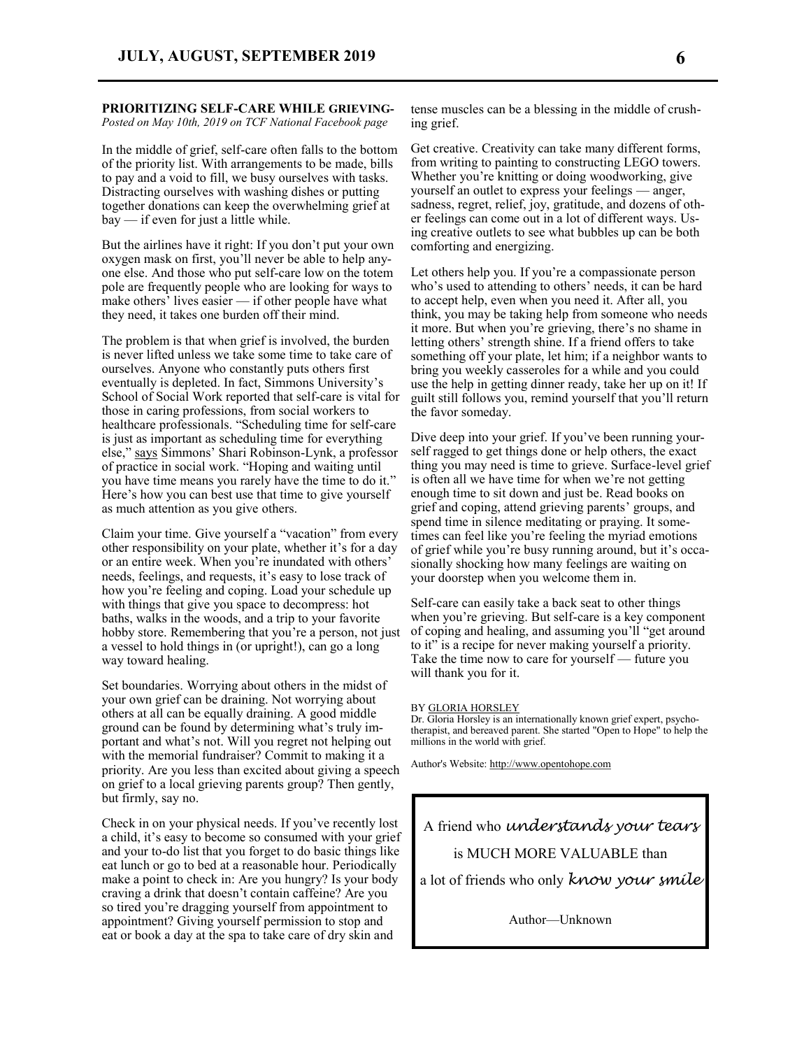## PRIORITIZING SELF-CARE WHILE GRIEVING-

*Posted on May 10th, 2019 on TCF National Facebook page*

In the middle of grief, self-care often falls to the bottom of the priority list. With arrangements to be made, bills to pay and a void to fill, we busy ourselves with tasks. Distracting ourselves with washing dishes or putting together donations can keep the overwhelming grief at bay — if even for just a little while.

But the airlines have it right: If you don't put your own oxygen mask on first, you'll never be able to help anyone else. And those who put self-care low on the totem pole are frequently people who are looking for ways to make others' lives easier — if other people have what they need, it takes one burden off their mind.

The problem is that when grief is involved, the burden is never lifted unless we take some time to take care of ourselves. Anyone who constantly puts others first eventually is depleted. In fact, Simmons University's School of Social Work reported that self-care is vital for those in caring professions, from social workers to healthcare professionals. "Scheduling time for self-care is just as important as scheduling time for everything else," says Simmons' Shari Robinson-Lynk, a professor of practice in social work. "Hoping and waiting until you have time means you rarely have the time to do it." Here's how you can best use that time to give yourself as much attention as you give others.

Claim your time. Give yourself a "vacation" from every other responsibility on your plate, whether it's for a day or an entire week. When you're inundated with others' needs, feelings, and requests, it's easy to lose track of how you're feeling and coping. Load your schedule up with things that give you space to decompress: hot baths, walks in the woods, and a trip to your favorite hobby store. Remembering that you're a person, not just a vessel to hold things in (or upright!), can go a long way toward healing.

Set boundaries. Worrying about others in the midst of your own grief can be draining. Not worrying about others at all can be equally draining. A good middle ground can be found by determining what's truly important and what's not. Will you regret not helping out with the memorial fundraiser? Commit to making it a priority. Are you less than excited about giving a speech on grief to a local grieving parents group? Then gently, but firmly, say no.

Check in on your physical needs. If you've recently lost a child, it's easy to become so consumed with your grief and your to-do list that you forget to do basic things like eat lunch or go to bed at a reasonable hour. Periodically make a point to check in: Are you hungry? Is your body craving a drink that doesn't contain caffeine? Are you so tired you're dragging yourself from appointment to appointment? Giving yourself permission to stop and eat or book a day at the spa to take care of dry skin and tense muscles can be a blessing in the middle of crushing grief.

Get creative. Creativity can take many different forms, from writing to painting to constructing LEGO towers. Whether you're knitting or doing woodworking, give yourself an outlet to express your feelings — anger, sadness, regret, relief, joy, gratitude, and dozens of other feelings can come out in a lot of different ways. Using creative outlets to see what bubbles up can be both comforting and energizing.

Let others help you. If you're a compassionate person who's used to attending to others' needs, it can be hard to accept help, even when you need it. After all, you think, you may be taking help from someone who needs it more. But when you're grieving, there's no shame in letting others' strength shine. If a friend offers to take something off your plate, let him; if a neighbor wants to bring you weekly casseroles for a while and you could use the help in getting dinner ready, take her up on it! If guilt still follows you, remind yourself that you'll return the favor someday.

Dive deep into your grief. If you've been running yourself ragged to get things done or help others, the exact thing you may need is time to grieve. Surface-level grief is often all we have time for when we're not getting enough time to sit down and just be. Read books on grief and coping, attend grieving parents' groups, and spend time in silence meditating or praying. It sometimes can feel like you're feeling the myriad emotions of grief while you're busy running around, but it's occasionally shocking how many feelings are waiting on your doorstep when you welcome them in.

Self-care can easily take a back seat to other things when you're grieving. But self-care is a key component of coping and healing, and assuming you'll "get around to it" is a recipe for never making yourself a priority. Take the time now to care for yourself — future you will thank you for it.

BY GLORIA HORSLEY

Dr. Gloria Horsley is an internationally known grief expert, psychotherapist, and bereaved parent. She started "Open to Hope" to help the millions in the world with grief.

Author's Website: http://www.opentohope.com

---

A friend who *understands your tears*

is MUCH MORE VALUABLE than

a lot of friends who only *know your smile*

Author—Unknown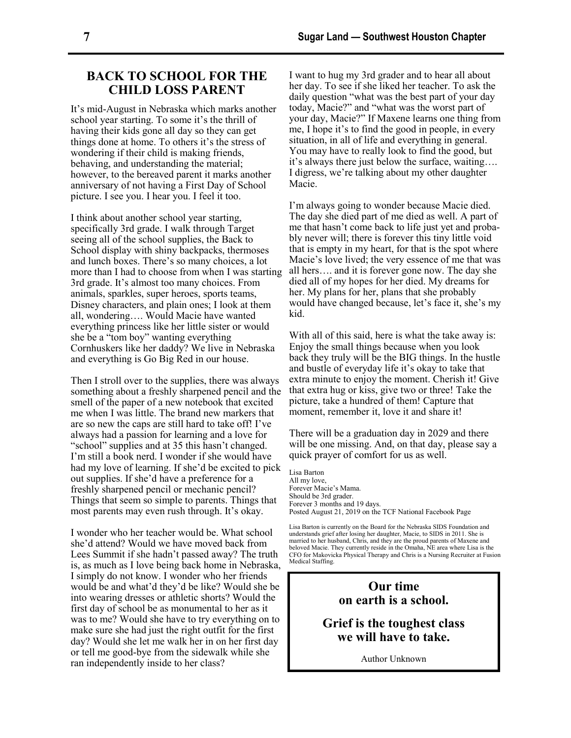## BACK TO SCHOOL FOR THE CHILD LOSS PARENT

It's mid-August in Nebraska which marks another school year starting. To some it's the thrill of having their kids gone all day so they can get things done at home. To others it's the stress of wondering if their child is making friends, behaving, and understanding the material; however, to the bereaved parent it marks another anniversary of not having a First Day of School picture. I see you. I hear you. I feel it too.

I think about another school year starting, specifically 3rd grade. I walk through Target seeing all of the school supplies, the Back to School display with shiny backpacks, thermoses and lunch boxes. There's so many choices, a lot more than I had to choose from when I was starting 3rd grade. It's almost too many choices. From animals, sparkles, super heroes, sports teams, Disney characters, and plain ones; I look at them all, wondering…. Would Macie have wanted everything princess like her little sister or would she be a "tom boy" wanting everything Cornhuskers like her daddy? We live in Nebraska and everything is Go Big Red in our house.

Then I stroll over to the supplies, there was always something about a freshly sharpened pencil and the smell of the paper of a new notebook that excited me when I was little. The brand new markers that are so new the caps are still hard to take off! I've always had a passion for learning and a love for "school" supplies and at 35 this hasn't changed. I'm still a book nerd. I wonder if she would have had my love of learning. If she'd be excited to pick out supplies. If she'd have a preference for a freshly sharpened pencil or mechanic pencil? Things that seem so simple to parents. Things that most parents may even rush through. It's okay.

I wonder who her teacher would be. What school she'd attend? Would we have moved back from Lees Summit if she hadn't passed away? The truth is, as much as I love being back home in Nebraska, I simply do not know. I wonder who her friends would be and what'd they'd be like? Would she be into wearing dresses or athletic shorts? Would the first day of school be as monumental to her as it was to me? Would she have to try everything on to make sure she had just the right outfit for the first day? Would she let me walk her in on her first day or tell me good-bye from the sidewalk while she ran independently inside to her class?

I want to hug my 3rd grader and to hear all about her day. To see if she liked her teacher. To ask the daily question "what was the best part of your day today, Macie?" and "what was the worst part of your day, Macie?" If Maxene learns one thing from me, I hope it's to find the good in people, in every situation, in all of life and everything in general. You may have to really look to find the good, but it's always there just below the surface, waiting…. I digress, we're talking about my other daughter Macie.

I'm always going to wonder because Macie died. The day she died part of me died as well. A part of me that hasn't come back to life just yet and probably never will; there is forever this tiny little void that is empty in my heart, for that is the spot where Macie's love lived; the very essence of me that was all hers…. and it is forever gone now. The day she died all of my hopes for her died. My dreams for her. My plans for her, plans that she probably would have changed because, let's face it, she's my kid.

With all of this said, here is what the take away is: Enjoy the small things because when you look back they truly will be the BIG things. In the hustle and bustle of everyday life it's okay to take that extra minute to enjoy the moment. Cherish it! Give that extra hug or kiss, give two or three! Take the picture, take a hundred of them! Capture that moment, remember it, love it and share it!

There will be a graduation day in 2029 and there will be one missing. And, on that day, please say a quick prayer of comfort for us as well.

Lisa Barton
All my love,
Forever Macie's Mama.
Should be 3rd grader.
Forever 3 months and 19 days.
Posted August 21, 2019 on the TCF National Facebook Page

Lisa Barton is currently on the Board for the Nebraska SIDS Foundation and understands grief after losing her daughter, Macie, to SIDS in 2011. She is married to her husband, Chris, and they are the proud parents of Maxene and beloved Macie. They currently reside in the Omaha, NE area where Lisa is the CFO for Makovicka Physical Therapy and Chris is a Nursing Recruiter at Fusion Medical Staffing.

**Our time on earth is a school.**

**Grief is the toughest class we will have to take.**

Author Unknown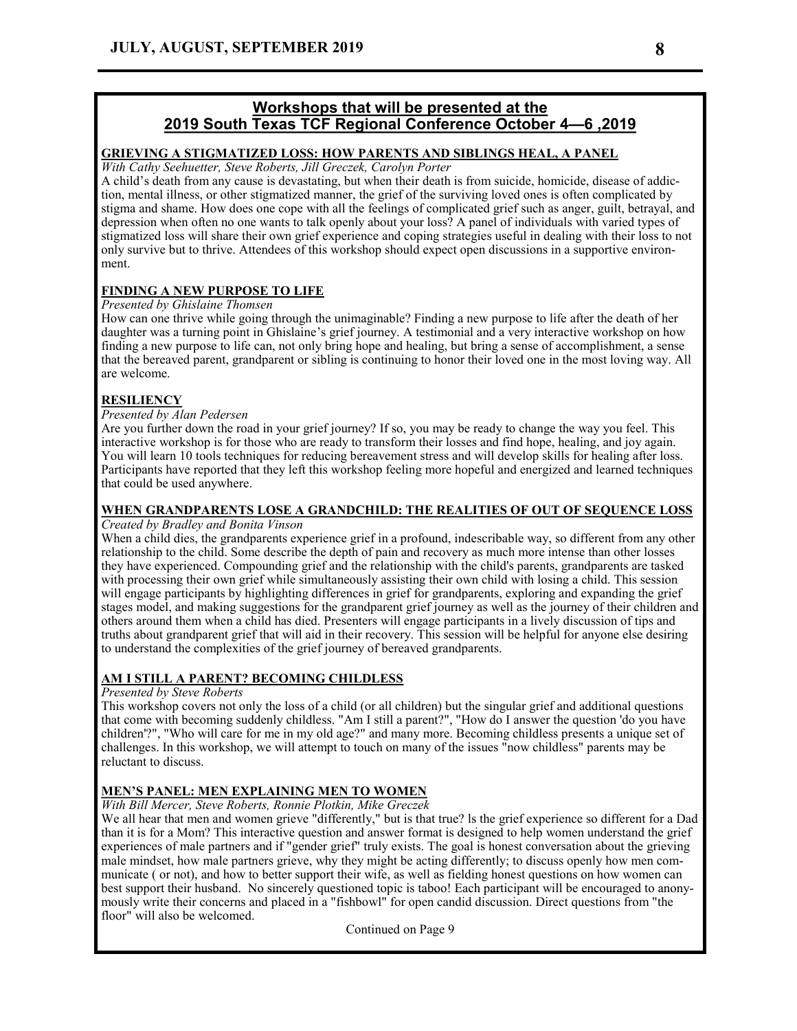## Workshops that will be presented at the 2019 South Texas TCF Regional Conference October 4—6 ,2019

### GRIEVING A STIGMATIZED LOSS: HOW PARENTS AND SIBLINGS HEAL, A PANEL

*With Cathy Seehuetter, Steve Roberts, Jill Greczek, Carolyn Porter*

A child's death from any cause is devastating, but when their death is from suicide, homicide, disease of addiction, mental illness, or other stigmatized manner, the grief of the surviving loved ones is often complicated by stigma and shame. How does one cope with all the feelings of complicated grief such as anger, guilt, betrayal, and depression when often no one wants to talk openly about your loss? A panel of individuals with varied types of stigmatized loss will share their own grief experience and coping strategies useful in dealing with their loss to not only survive but to thrive. Attendees of this workshop should expect open discussions in a supportive environment.

### FINDING A NEW PURPOSE TO LIFE

*Presented by Ghislaine Thomsen*

How can one thrive while going through the unimaginable? Finding a new purpose to life after the death of her daughter was a turning point in Ghislaine's grief journey. A testimonial and a very interactive workshop on how finding a new purpose to life can, not only bring hope and healing, but bring a sense of accomplishment, a sense that the bereaved parent, grandparent or sibling is continuing to honor their loved one in the most loving way. All are welcome.

### RESILIENCY

*Presented by Alan Pedersen*

Are you further down the road in your grief journey? If so, you may be ready to change the way you feel. This interactive workshop is for those who are ready to transform their losses and find hope, healing, and joy again. You will learn 10 tools techniques for reducing bereavement stress and will develop skills for healing after loss. Participants have reported that they left this workshop feeling more hopeful and energized and learned techniques that could be used anywhere.

### WHEN GRANDPARENTS LOSE A GRANDCHILD: THE REALITIES OF OUT OF SEQUENCE LOSS

*Created by Bradley and Bonita Vinson*

When a child dies, the grandparents experience grief in a profound, indescribable way, so different from any other relationship to the child. Some describe the depth of pain and recovery as much more intense than other losses they have experienced. Compounding grief and the relationship with the child's parents, grandparents are tasked with processing their own grief while simultaneously assisting their own child with losing a child. This session will engage participants by highlighting differences in grief for grandparents, exploring and expanding the grief stages model, and making suggestions for the grandparent grief journey as well as the journey of their children and others around them when a child has died. Presenters will engage participants in a lively discussion of tips and truths about grandparent grief that will aid in their recovery. This session will be helpful for anyone else desiring to understand the complexities of the grief journey of bereaved grandparents.

### AM I STILL A PARENT? BECOMING CHILDLESS

*Presented by Steve Roberts*

This workshop covers not only the loss of a child (or all children) but the singular grief and additional questions that come with becoming suddenly childless. "Am I still a parent?", "How do I answer the question 'do you have children'?", "Who will care for me in my old age?" and many more. Becoming childless presents a unique set of challenges. In this workshop, we will attempt to touch on many of the issues "now childless" parents may be reluctant to discuss.

### MEN'S PANEL: MEN EXPLAINING MEN TO WOMEN

*With Bill Mercer, Steve Roberts, Ronnie Plotkin, Mike Greczek*

We all hear that men and women grieve "differently," but is that true? ls the grief experience so different for a Dad than it is for a Mom? This interactive question and answer format is designed to help women understand the grief experiences of male partners and if "gender grief" truly exists. The goal is honest conversation about the grieving male mindset, how male partners grieve, why they might be acting differently; to discuss openly how men communicate ( or not), and how to better support their wife, as well as fielding honest questions on how women can best support their husband. No sincerely questioned topic is taboo! Each participant will be encouraged to anonymously write their concerns and placed in a "fishbowl" for open candid discussion. Direct questions from "the floor" will also be welcomed.

Continued on Page 9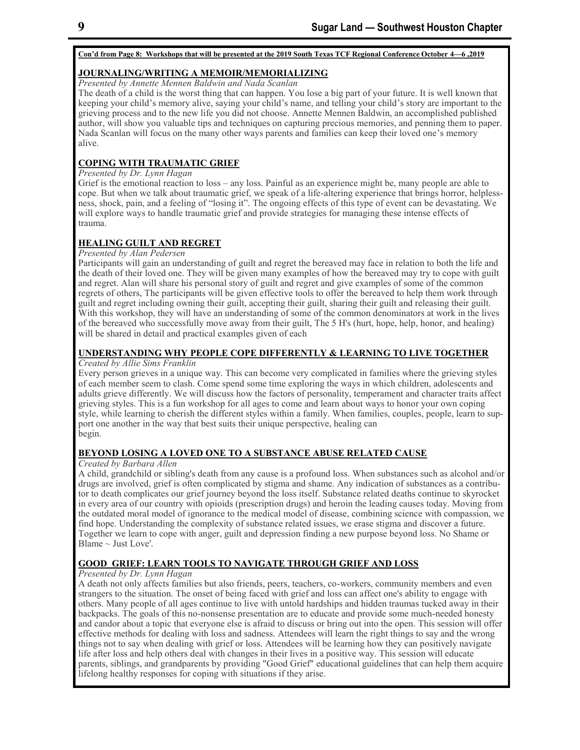**Con'd from Page 8: Workshops that will be presented at the 2019 South Texas TCF Regional Conference October 4—6 ,2019**

## JOURNALING/WRITING A MEMOIR/MEMORIALIZING

*Presented by Annette Mennen Baldwin and Nada Scanlan*

The death of a child is the worst thing that can happen. You lose a big part of your future. It is well known that keeping your child's memory alive, saying your child's name, and telling your child's story are important to the grieving process and to the new life you did not choose. Annette Mennen Baldwin, an accomplished published author, will show you valuable tips and techniques on capturing precious memories, and penning them to paper. Nada Scanlan will focus on the many other ways parents and families can keep their loved one's memory alive.

## COPING WITH TRAUMATIC GRIEF

*Presented by Dr. Lynn Hagan*

Grief is the emotional reaction to loss – any loss. Painful as an experience might be, many people are able to cope. But when we talk about traumatic grief, we speak of a life-altering experience that brings horror, helplessness, shock, pain, and a feeling of "losing it". The ongoing effects of this type of event can be devastating. We will explore ways to handle traumatic grief and provide strategies for managing these intense effects of trauma.

## HEALING GUILT AND REGRET

*Presented by Alan Pedersen*

Participants will gain an understanding of guilt and regret the bereaved may face in relation to both the life and the death of their loved one. They will be given many examples of how the bereaved may try to cope with guilt and regret. Alan will share his personal story of guilt and regret and give examples of some of the common regrets of others, The participants will be given effective tools to offer the bereaved to help them work through guilt and regret including owning their guilt, accepting their guilt, sharing their guilt and releasing their guilt. With this workshop, they will have an understanding of some of the common denominators at work in the lives of the bereaved who successfully move away from their guilt, The 5 H's (hurt, hope, help, honor, and healing) will be shared in detail and practical examples given of each

## UNDERSTANDING WHY PEOPLE COPE DIFFERENTLY & LEARNING TO LIVE TOGETHER

*Created by Allie Sims Franklin*

Every person grieves in a unique way. This can become very complicated in families where the grieving styles of each member seem to clash. Come spend some time exploring the ways in which children, adolescents and adults grieve differently. We will discuss how the factors of personality, temperament and character traits affect grieving styles. This is a fun workshop for all ages to come and learn about ways to honor your own coping style, while learning to cherish the different styles within a family. When families, couples, people, learn to support one another in the way that best suits their unique perspective, healing can begin.

## BEYOND LOSING A LOVED ONE TO A SUBSTANCE ABUSE RELATED CAUSE

*Created by Barbara Allen*

A child, grandchild or sibling's death from any cause is a profound loss. When substances such as alcohol and/or drugs are involved, grief is often complicated by stigma and shame. Any indication of substances as a contributor to death complicates our grief journey beyond the loss itself. Substance related deaths continue to skyrocket in every area of our country with opioids (prescription drugs) and heroin the leading causes today. Moving from the outdated moral model of ignorance to the medical model of disease, combining science with compassion, we find hope. Understanding the complexity of substance related issues, we erase stigma and discover a future. Together we learn to cope with anger, guilt and depression finding a new purpose beyond loss. No Shame or Blame ~ Just Love'.

## GOOD GRIEF: LEARN TOOLS TO NAVIGATE THROUGH GRIEF AND LOSS

*Presented by Dr. Lynn Hagan*

A death not only affects families but also friends, peers, teachers, co-workers, community members and even strangers to the situation. The onset of being faced with grief and loss can affect one's ability to engage with others. Many people of all ages continue to live with untold hardships and hidden traumas tucked away in their backpacks. The goals of this no-nonsense presentation are to educate and provide some much-needed honesty and candor about a topic that everyone else is afraid to discuss or bring out into the open. This session will offer effective methods for dealing with loss and sadness. Attendees will learn the right things to say and the wrong things not to say when dealing with grief or loss. Attendees will be learning how they can positively navigate life after loss and help others deal with changes in their lives in a positive way. This session will educate parents, siblings, and grandparents by providing "Good Grief" educational guidelines that can help them acquire lifelong healthy responses for coping with situations if they arise.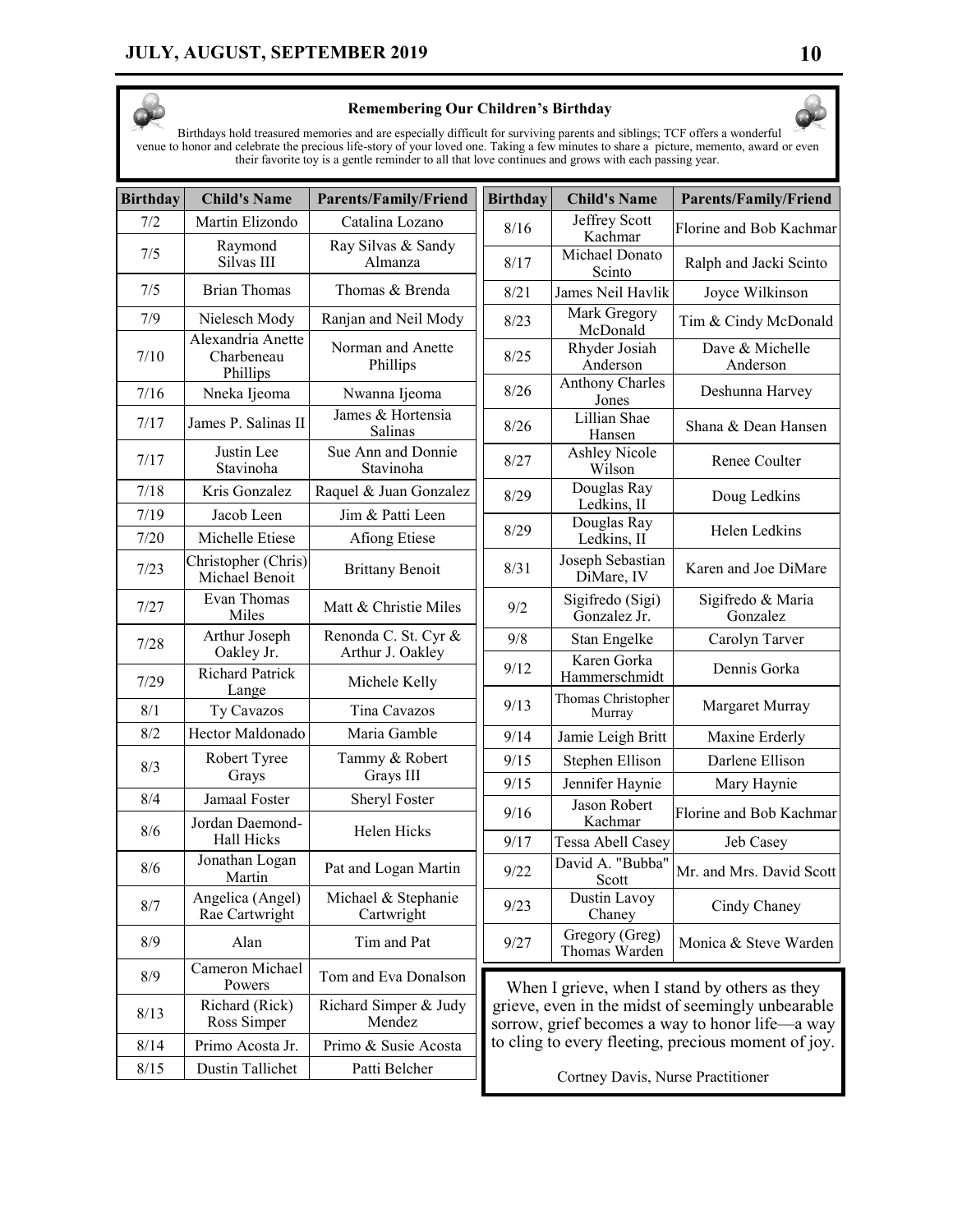## Remembering Our Children's Birthday

Birthdays hold treasured memories and are especially difficult for surviving parents and siblings; TCF offers a wonderful venue to honor and celebrate the precious life-story of your loved one. Taking a few minutes to share a picture, memento, award or even their favorite toy is a gentle reminder to all that love continues and grows with each passing year.

| Birthday | Child's Name | Parents/Family/Friend |
|---|---|---|
| 7/2 | Martin Elizondo | Catalina Lozano |
| 7/5 | Raymond Silvas III | Ray Silvas & Sandy Almanza |
| 7/5 | Brian Thomas | Thomas & Brenda |
| 7/9 | Nielesch Mody | Ranjan and Neil Mody |
| 7/10 | Alexandria Anette Charbeneau Phillips | Norman and Anette Phillips |
| 7/16 | Nneka Ijeoma | Nwanna Ijeoma |
| 7/17 | James P. Salinas II | James & Hortensia Salinas |
| 7/17 | Justin Lee Stavinoha | Sue Ann and Donnie Stavinoha |
| 7/18 | Kris Gonzalez | Raquel & Juan Gonzalez |
| 7/19 | Jacob Leen | Jim & Patti Leen |
| 7/20 | Michelle Etiese | Afiong Etiese |
| 7/23 | Christopher (Chris) Michael Benoit | Brittany Benoit |
| 7/27 | Evan Thomas Miles | Matt & Christie Miles |
| 7/28 | Arthur Joseph Oakley Jr. | Renonda C. St. Cyr & Arthur J. Oakley |
| 7/29 | Richard Patrick Lange | Michele Kelly |
| 8/1 | Ty Cavazos | Tina Cavazos |
| 8/2 | Hector Maldonado | Maria Gamble |
| 8/3 | Robert Tyree Grays | Tammy & Robert Grays III |
| 8/4 | Jamaal Foster | Sheryl Foster |
| 8/6 | Jordan Daemond-Hall Hicks | Helen Hicks |
| 8/6 | Jonathan Logan Martin | Pat and Logan Martin |
| 8/7 | Angelica (Angel) Rae Cartwright | Michael & Stephanie Cartwright |
| 8/9 | Alan | Tim and Pat |
| 8/9 | Cameron Michael Powers | Tom and Eva Donalson |
| 8/13 | Richard (Rick) Ross Simper | Richard Simper & Judy Mendez |
| 8/14 | Primo Acosta Jr. | Primo & Susie Acosta |
| 8/15 | Dustin Tallichet | Patti Belcher |
| 8/16 | Jeffrey Scott Kachmar | Florine and Bob Kachmar |
| 8/17 | Michael Donato Scinto | Ralph and Jacki Scinto |
| 8/21 | James Neil Havlik | Joyce Wilkinson |
| 8/23 | Mark Gregory McDonald | Tim & Cindy McDonald |
| 8/25 | Rhyder Josiah Anderson | Dave & Michelle Anderson |
| 8/26 | Anthony Charles Jones | Deshunna Harvey |
| 8/26 | Lillian Shae Hansen | Shana & Dean Hansen |
| 8/27 | Ashley Nicole Wilson | Renee Coulter |
| 8/29 | Douglas Ray Ledkins, II | Doug Ledkins |
| 8/29 | Douglas Ray Ledkins, II | Helen Ledkins |
| 8/31 | Joseph Sebastian DiMare, IV | Karen and Joe DiMare |
| 9/2 | Sigifredo (Sigi) Gonzalez Jr. | Sigifredo & Maria Gonzalez |
| 9/8 | Stan Engelke | Carolyn Tarver |
| 9/12 | Karen Gorka Hammerschmidt | Dennis Gorka |
| 9/13 | Thomas Christopher Murray | Margaret Murray |
| 9/14 | Jamie Leigh Britt | Maxine Erderly |
| 9/15 | Stephen Ellison | Darlene Ellison |
| 9/15 | Jennifer Haynie | Mary Haynie |
| 9/16 | Jason Robert Kachmar | Florine and Bob Kachmar |
| 9/17 | Tessa Abell Casey | Jeb Casey |
| 9/22 | David A. "Bubba" Scott | Mr. and Mrs. David Scott |
| 9/23 | Dustin Lavoy Chaney | Cindy Chaney |
| 9/27 | Gregory (Greg) Thomas Warden | Monica & Steve Warden |

When I grieve, when I stand by others as they grieve, even in the midst of seemingly unbearable sorrow, grief becomes a way to honor life—a way to cling to every fleeting, precious moment of joy.

Cortney Davis, Nurse Practitioner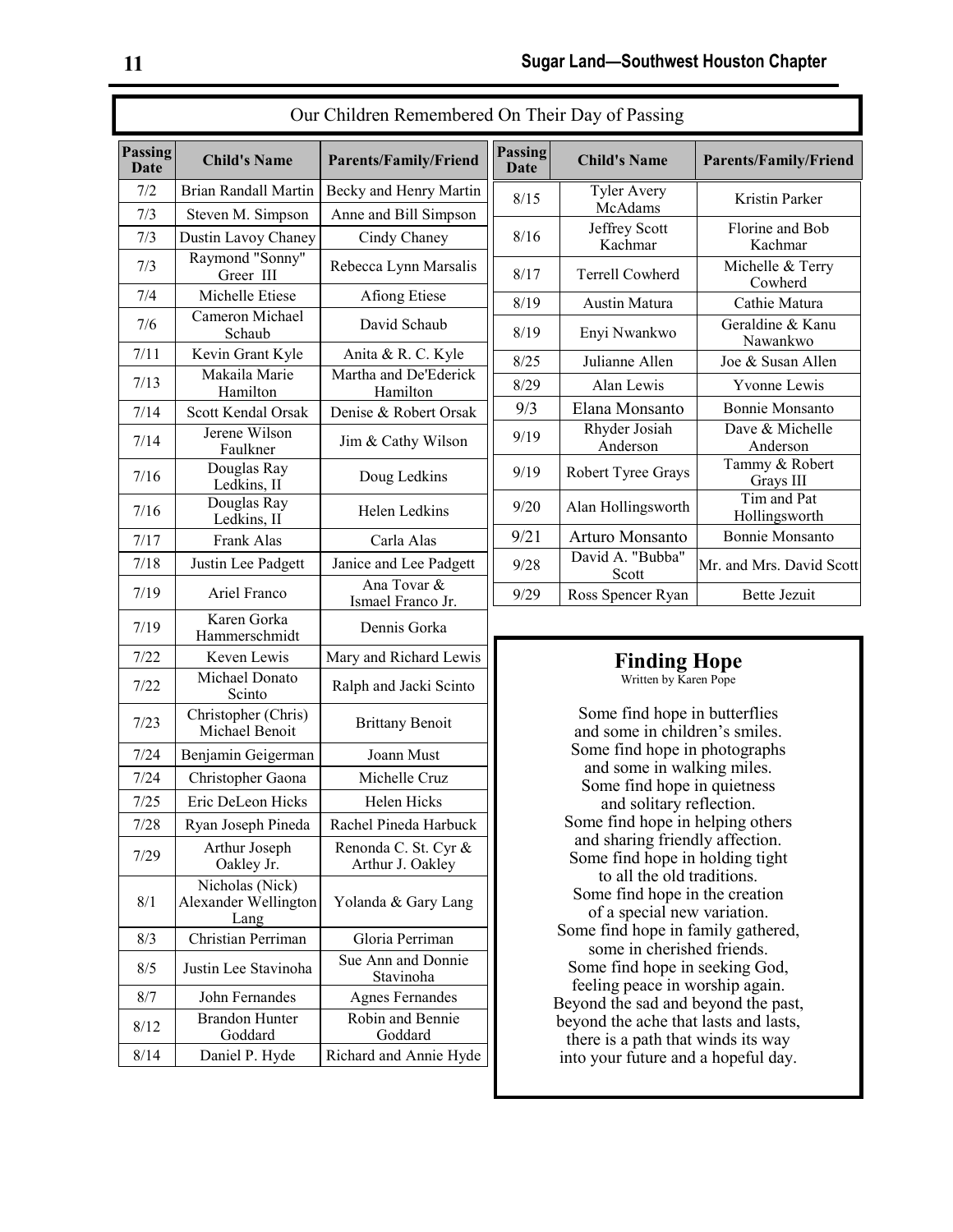## Our Children Remembered On Their Day of Passing

| Passing Date | Child's Name | Parents/Family/Friend |
|---|---|---|
| 7/2 | Brian Randall Martin | Becky and Henry Martin |
| 7/3 | Steven M. Simpson | Anne and Bill Simpson |
| 7/3 | Dustin Lavoy Chaney | Cindy Chaney |
| 7/3 | Raymond "Sonny" Greer III | Rebecca Lynn Marsalis |
| 7/4 | Michelle Etiese | Afiong Etiese |
| 7/6 | Cameron Michael Schaub | David Schaub |
| 7/11 | Kevin Grant Kyle | Anita & R. C. Kyle |
| 7/13 | Makaila Marie Hamilton | Martha and De'Ederick Hamilton |
| 7/14 | Scott Kendal Orsak | Denise & Robert Orsak |
| 7/14 | Jerene Wilson Faulkner | Jim & Cathy Wilson |
| 7/16 | Douglas Ray Ledkins, II | Doug Ledkins |
| 7/16 | Douglas Ray Ledkins, II | Helen Ledkins |
| 7/17 | Frank Alas | Carla Alas |
| 7/18 | Justin Lee Padgett | Janice and Lee Padgett |
| 7/19 | Ariel Franco | Ana Tovar & Ismael Franco Jr. |
| 7/19 | Karen Gorka Hammerschmidt | Dennis Gorka |
| 7/22 | Keven Lewis | Mary and Richard Lewis |
| 7/22 | Michael Donato Scinto | Ralph and Jacki Scinto |
| 7/23 | Christopher (Chris) Michael Benoit | Brittany Benoit |
| 7/24 | Benjamin Geigerman | Joann Must |
| 7/24 | Christopher Gaona | Michelle Cruz |
| 7/25 | Eric DeLeon Hicks | Helen Hicks |
| 7/28 | Ryan Joseph Pineda | Rachel Pineda Harbuck |
| 7/29 | Arthur Joseph Oakley Jr. | Renonda C. St. Cyr & Arthur J. Oakley |
| 8/1 | Nicholas (Nick) Alexander Wellington Lang | Yolanda & Gary Lang |
| 8/3 | Christian Perriman | Gloria Perriman |
| 8/5 | Justin Lee Stavinoha | Sue Ann and Donnie Stavinoha |
| 8/7 | John Fernandes | Agnes Fernandes |
| 8/12 | Brandon Hunter Goddard | Robin and Bennie Goddard |
| 8/14 | Daniel P. Hyde | Richard and Annie Hyde |
| 8/15 | Tyler Avery McAdams | Kristin Parker |
| 8/16 | Jeffrey Scott Kachmar | Florine and Bob Kachmar |
| 8/17 | Terrell Cowherd | Michelle & Terry Cowherd |
| 8/19 | Austin Matura | Cathie Matura |
| 8/19 | Enyi Nwankwo | Geraldine & Kanu Nawankwo |
| 8/25 | Julianne Allen | Joe & Susan Allen |
| 8/29 | Alan Lewis | Yvonne Lewis |
| 9/3 | Elana Monsanto | Bonnie Monsanto |
| 9/19 | Rhyder Josiah Anderson | Dave & Michelle Anderson |
| 9/19 | Robert Tyree Grays | Tammy & Robert Grays III |
| 9/20 | Alan Hollingsworth | Tim and Pat Hollingsworth |
| 9/21 | Arturo Monsanto | Bonnie Monsanto |
| 9/28 | David A. "Bubba" Scott | Mr. and Mrs. David Scott |
| 9/29 | Ross Spencer Ryan | Bette Jezuit |

## Finding Hope

Written by Karen Pope

Some find hope in butterflies  
and some in children's smiles.  
Some find hope in photographs  
and some in walking miles.  
Some find hope in quietness  
and solitary reflection.  
Some find hope in helping others  
and sharing friendly affection.  
Some find hope in holding tight  
to all the old traditions.  
Some find hope in the creation  
of a special new variation.  
Some find hope in family gathered,  
some in cherished friends.  
Some find hope in seeking God,  
feeling peace in worship again.  
Beyond the sad and beyond the past,  
beyond the ache that lasts and lasts,  
there is a path that winds its way  
into your future and a hopeful day.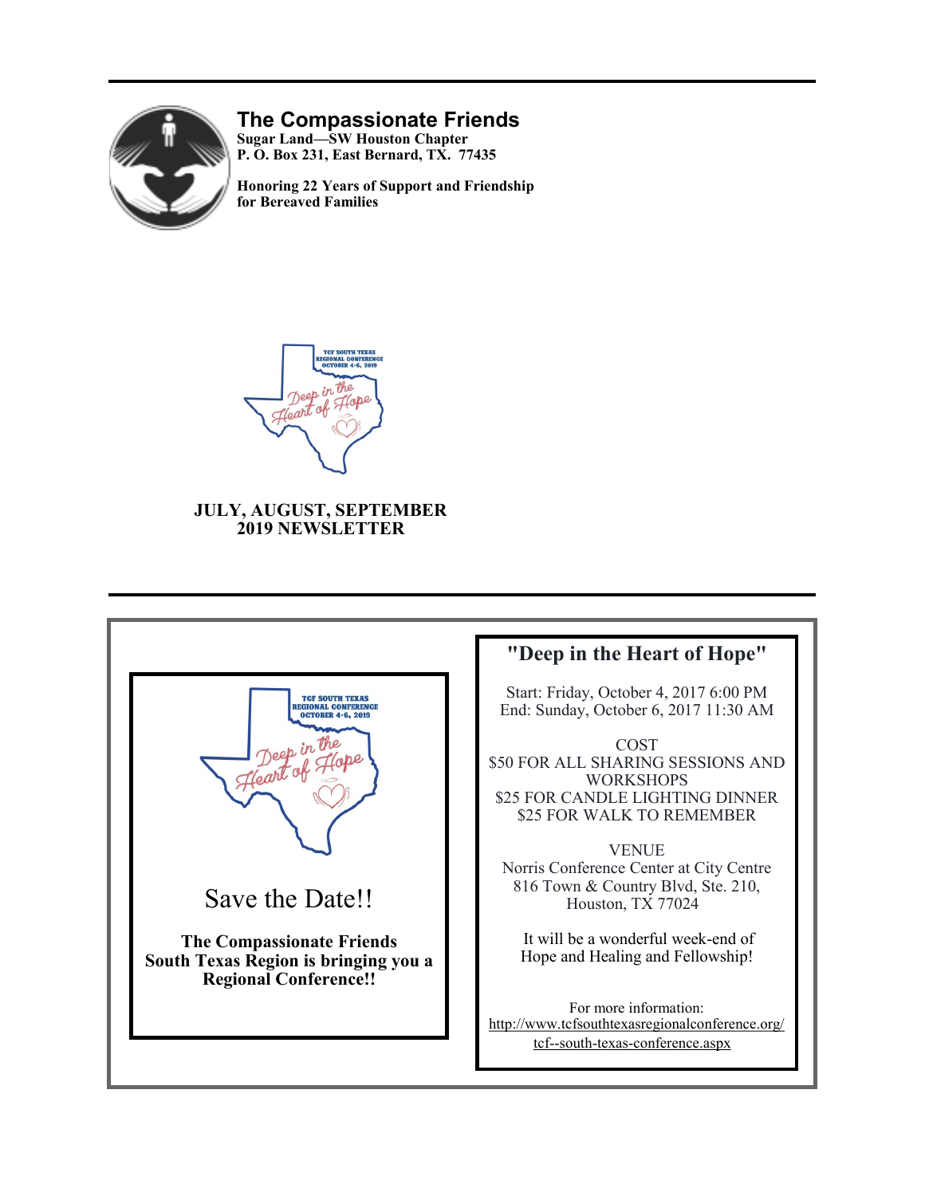# The Compassionate Friends

**Sugar Land—SW Houston Chapter**
**P. O. Box 231, East Bernard, TX. 77435**

**Honoring 22 Years of Support and Friendship for Bereaved Families**

TCF SOUTH TEXAS REGIONAL CONFERENCE OCTOBER 4-6, 2019

Deep in the Heart of Hope

**JULY, AUGUST, SEPTEMBER 2019 NEWSLETTER**

TCF SOUTH TEXAS REGIONAL CONFERENCE OCTOBER 4-6, 2019

Deep in the Heart of Hope

Save the Date!!

**The Compassionate Friends South Texas Region is bringing you a Regional Conference!!**

## "Deep in the Heart of Hope"

Start: Friday, October 4, 2017 6:00 PM
End: Sunday, October 6, 2017 11:30 AM

COST
$50 FOR ALL SHARING SESSIONS AND WORKSHOPS
$25 FOR CANDLE LIGHTING DINNER
$25 FOR WALK TO REMEMBER

VENUE
Norris Conference Center at City Centre
816 Town & Country Blvd, Ste. 210,
Houston, TX 77024

It will be a wonderful week-end of Hope and Healing and Fellowship!

For more information:
http://www.tcfsouthtexasregionalconference.org/tcf--south-texas-conference.aspx